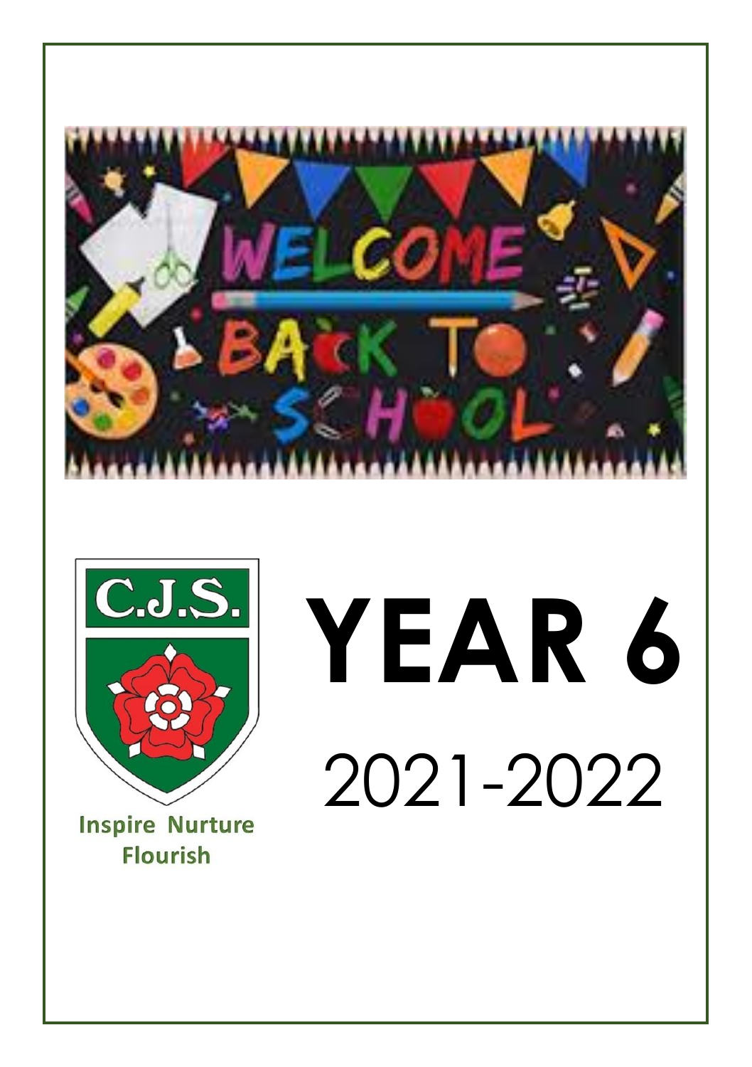C.J.S.

Inspire Nurture Flourish

# YEAR 6

## 2021-2022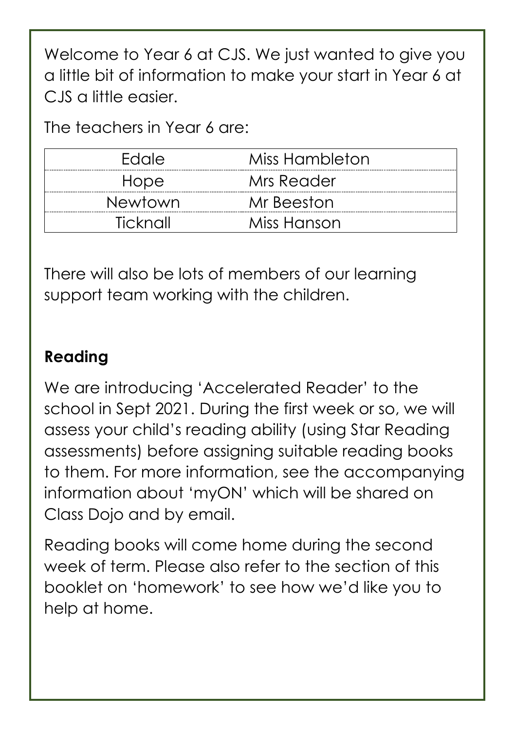Welcome to Year 6 at CJS. We just wanted to give you a little bit of information to make your start in Year 6 at CJS a little easier.

The teachers in Year 6 are:

| Class | Teacher |
|---|---|
| Edale | Miss Hambleton |
| Hope | Mrs Reader |
| Newtown | Mr Beeston |
| Ticknall | Miss Hanson |

There will also be lots of members of our learning support team working with the children.

**Reading**

We are introducing 'Accelerated Reader' to the school in Sept 2021. During the first week or so, we will assess your child's reading ability (using Star Reading assessments) before assigning suitable reading books to them. For more information, see the accompanying information about 'myON' which will be shared on Class Dojo and by email.

Reading books will come home during the second week of term. Please also refer to the section of this booklet on 'homework' to see how we'd like you to help at home.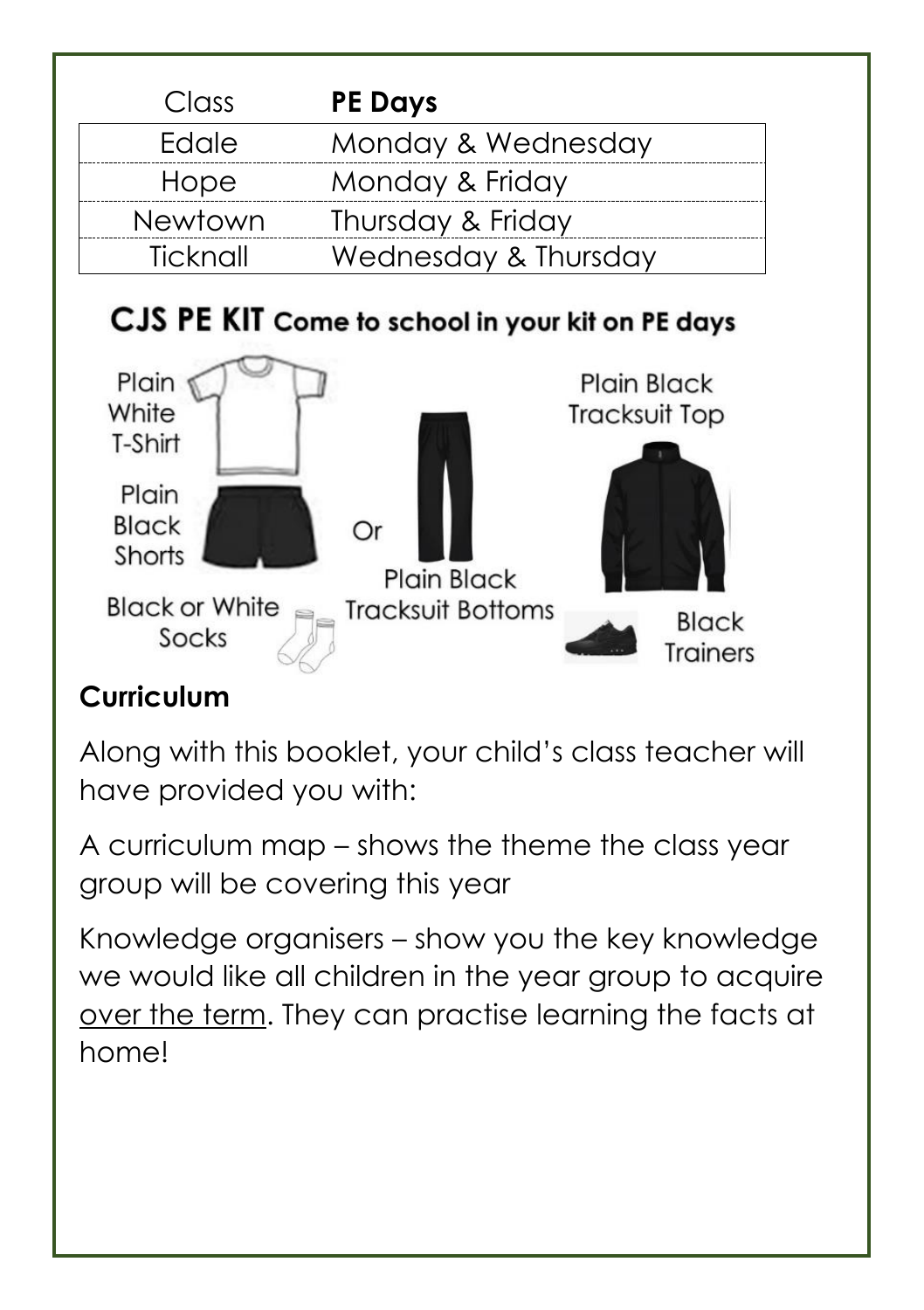| Class | **PE Days** |
| --- | --- |
| Edale | Monday & Wednesday |
| Hope | Monday & Friday |
| Newtown | Thursday & Friday |
| Ticknall | Wednesday & Thursday |

**CJS PE KIT** Come to school in your kit on PE days

Plain White T-Shirt

Plain Black Shorts

Or

Plain Black Tracksuit Bottoms

Plain Black Tracksuit Top

Black or White Socks

Black Trainers

## Curriculum

Along with this booklet, your child's class teacher will have provided you with:

A curriculum map – shows the theme the class year group will be covering this year

Knowledge organisers – show you the key knowledge we would like all children in the year group to acquire over the term. They can practise learning the facts at home!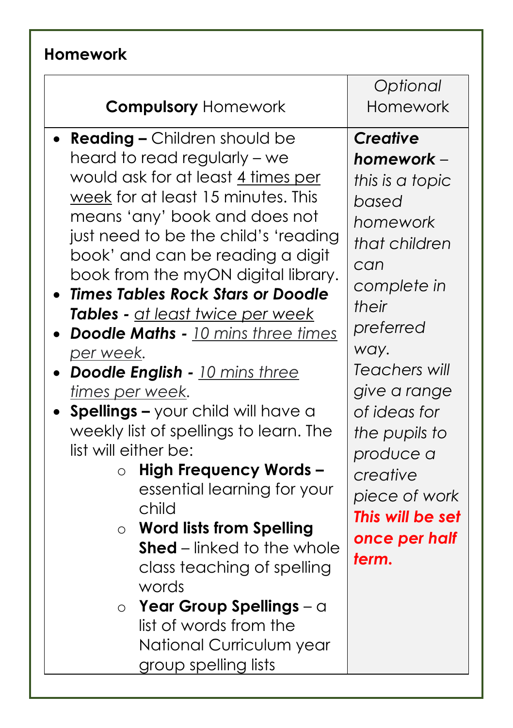## Homework

| **Compulsory** Homework | *Optional Homework* |
|---|---|
| • **Reading –** Children should be heard to read regularly – we would ask for at least <u>4 times per week</u> for at least 15 minutes. This means 'any' book and does not just need to be the child's 'reading book' and can be reading a digit book from the myON digital library.<br>• ***Times Tables Rock Stars or Doodle Tables -*** *<u>at least twice per week</u>*<br>• ***Doodle Maths -*** *<u>10 mins three times per week</u>.*<br>• ***Doodle English -*** *<u>10 mins three times per week</u>.*<br>• **Spellings –** your child will have a weekly list of spellings to learn. The list will either be:<br>&nbsp;&nbsp;&nbsp;&nbsp;○ **High Frequency Words –** essential learning for your child<br>&nbsp;&nbsp;&nbsp;&nbsp;○ **Word lists from Spelling Shed** – linked to the whole class teaching of spelling words<br>&nbsp;&nbsp;&nbsp;&nbsp;○ **Year Group Spellings** – a list of words from the National Curriculum year group spelling lists | ***Creative homework*** *– this is a topic based homework that children can complete in their preferred way. Teachers will give a range of ideas for the pupils to produce a creative piece of work* ***This will be set once per half term.*** |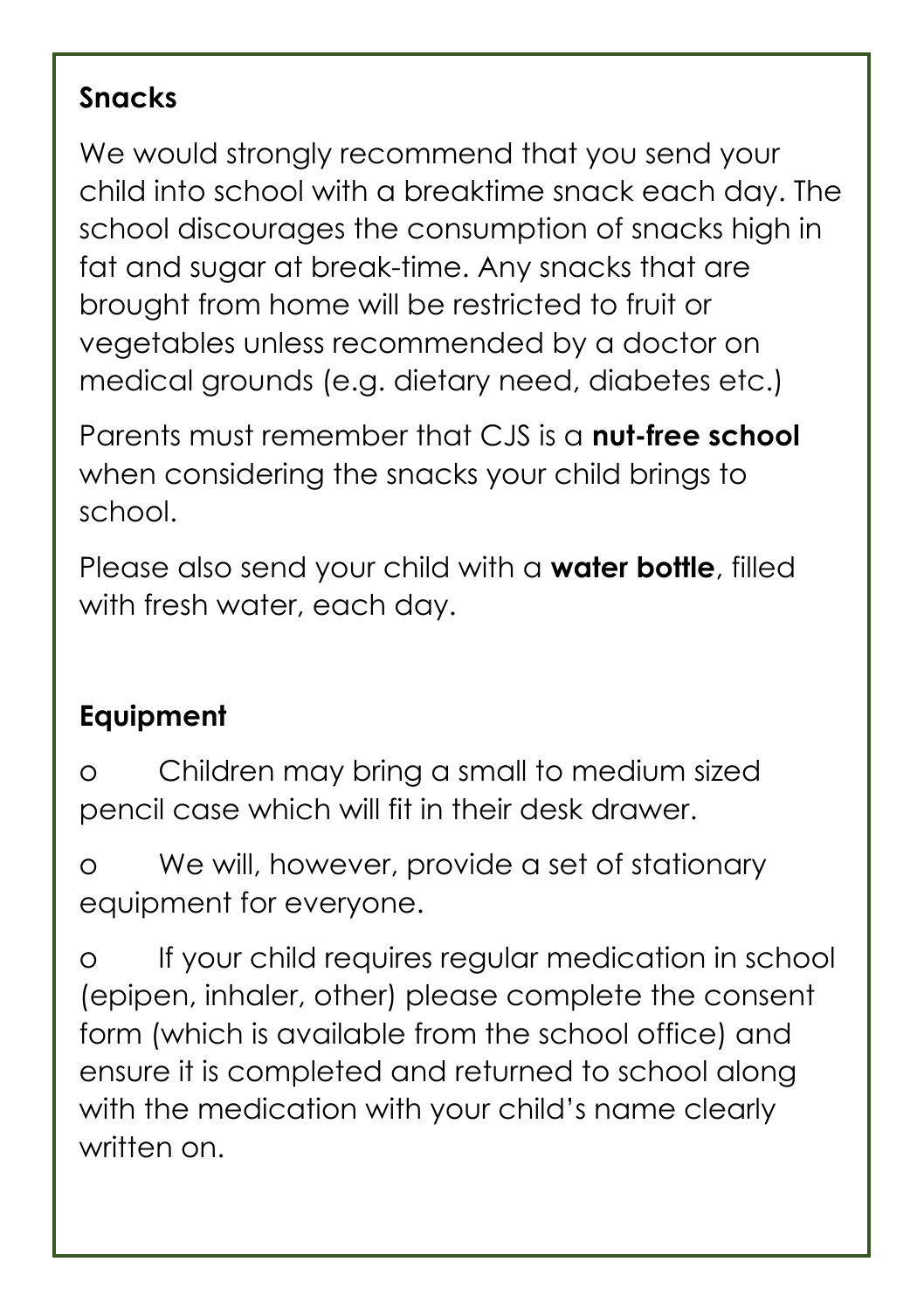## Snacks

We would strongly recommend that you send your child into school with a breaktime snack each day. The school discourages the consumption of snacks high in fat and sugar at break-time. Any snacks that are brought from home will be restricted to fruit or vegetables unless recommended by a doctor on medical grounds (e.g. dietary need, diabetes etc.)

Parents must remember that CJS is a **nut-free school** when considering the snacks your child brings to school.

Please also send your child with a **water bottle**, filled with fresh water, each day.

## Equipment

- Children may bring a small to medium sized pencil case which will fit in their desk drawer.
- We will, however, provide a set of stationary equipment for everyone.
- If your child requires regular medication in school (epipen, inhaler, other) please complete the consent form (which is available from the school office) and ensure it is completed and returned to school along with the medication with your child's name clearly written on.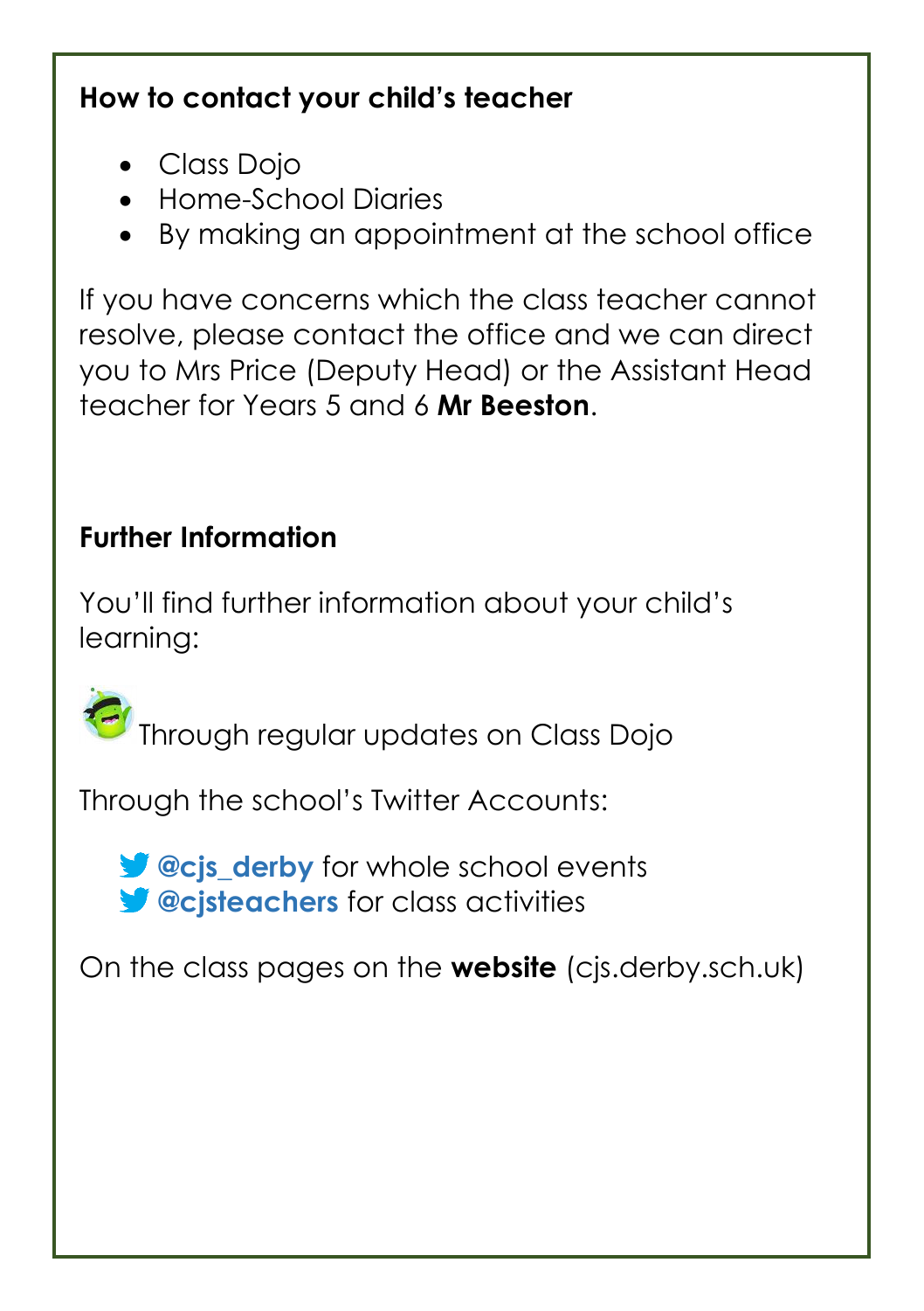**How to contact your child's teacher**

- Class Dojo
- Home-School Diaries
- By making an appointment at the school office

If you have concerns which the class teacher cannot resolve, please contact the office and we can direct you to Mrs Price (Deputy Head) or the Assistant Head teacher for Years 5 and 6 **Mr Beeston**.

**Further Information**

You'll find further information about your child's learning:

Through regular updates on Class Dojo

Through the school's Twitter Accounts:

**@cjs_derby** for whole school events
**@cjsteachers** for class activities

On the class pages on the **website** (cjs.derby.sch.uk)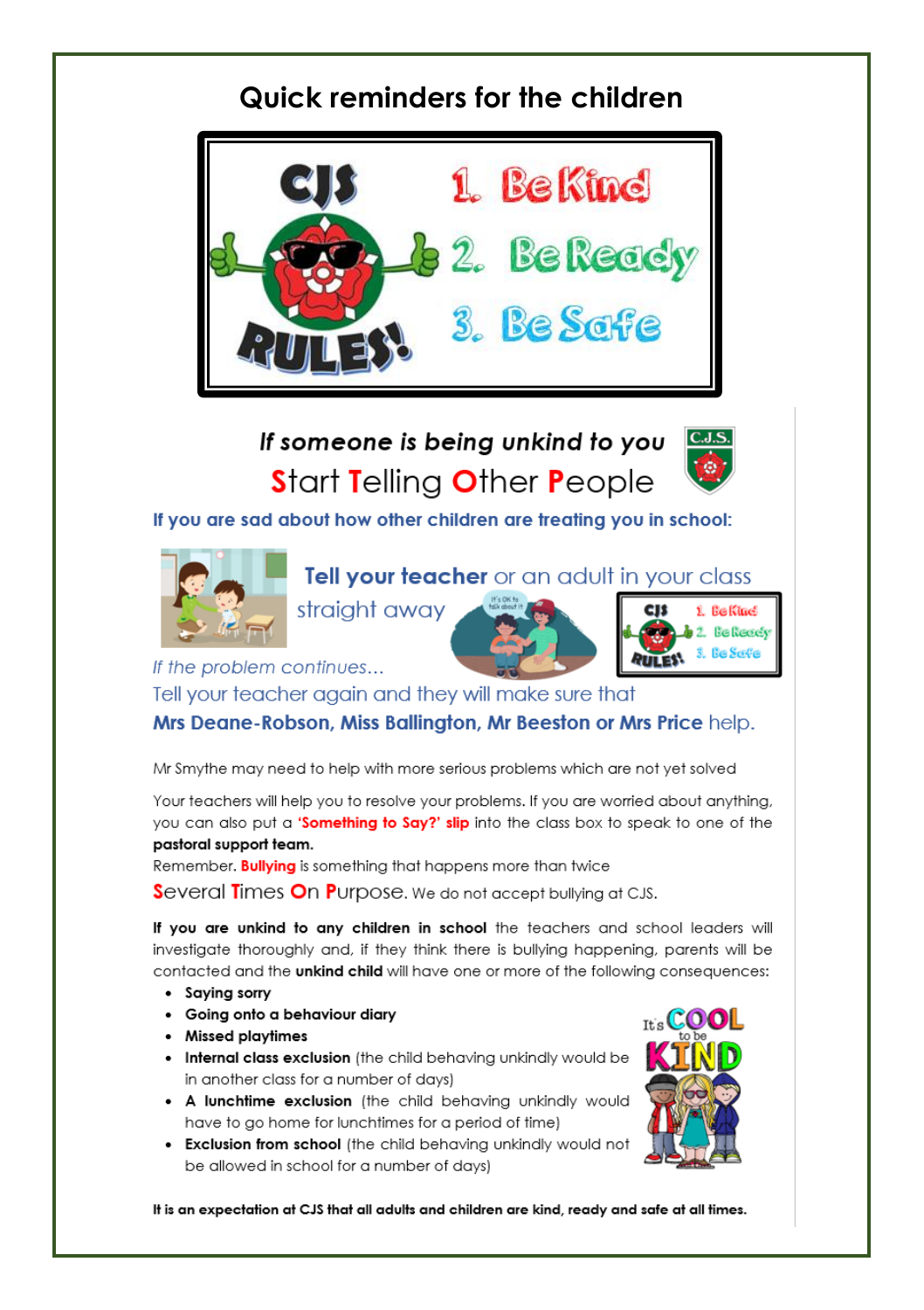# Quick reminders for the children

CJS RULES!

1. Be Kind
2. Be Ready
3. Be Safe

***If someone is being unkind to you***

**S**tart **T**elling **O**ther **P**eople

**If you are sad about how other children are treating you in school:**

**Tell your teacher** or an adult in your class straight away

*If the problem continues…*

Tell your teacher again and they will make sure that **Mrs Deane-Robson, Miss Ballington, Mr Beeston or Mrs Price** help.

Mr Smythe may need to help with more serious problems which are not yet solved

Your teachers will help you to resolve your problems. If you are worried about anything, you can also put a **'Something to Say?' slip** into the class box to speak to one of the **pastoral support team.**

Remember. **Bullying** is something that happens more than twice

**S**everal **T**imes **O**n **P**urpose. We do not accept bullying at CJS.

**If you are unkind to any children in school** the teachers and school leaders will investigate thoroughly and, if they think there is bullying happening, parents will be contacted and the **unkind child** will have one or more of the following consequences:

- **Saying sorry**
- **Going onto a behaviour diary**
- **Missed playtimes**
- **Internal class exclusion** (the child behaving unkindly would be in another class for a number of days)
- **A lunchtime exclusion** (the child behaving unkindly would have to go home for lunchtimes for a period of time)
- **Exclusion from school** (the child behaving unkindly would not be allowed in school for a number of days)

**It is an expectation at CJS that all adults and children are kind, ready and safe at all times.**